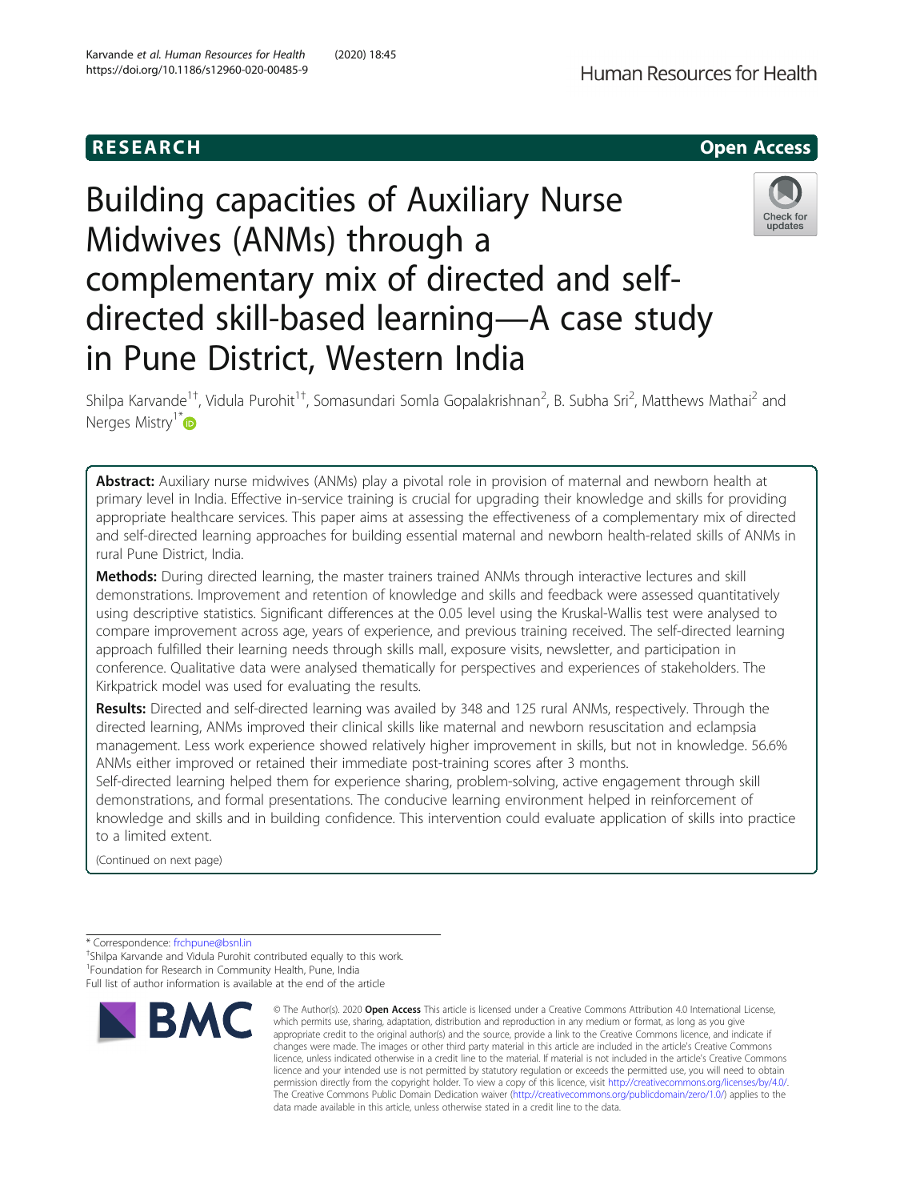RESEARCH

Open Access

# Building capacities of Auxiliary Nurse Midwives (ANMs) through a complementary mix of directed and self-directed skill-based learning—A case study in Pune District, Western India

Shilpa Karvande[1†], Vidula Purohit[1†], Somasundari Somla Gopalakrishnan[2], B. Subha Sri[2], Matthews Mathai[2] and Nerges Mistry[1*]

**Abstract:** Auxiliary nurse midwives (ANMs) play a pivotal role in provision of maternal and newborn health at primary level in India. Effective in-service training is crucial for upgrading their knowledge and skills for providing appropriate healthcare services. This paper aims at assessing the effectiveness of a complementary mix of directed and self-directed learning approaches for building essential maternal and newborn health-related skills of ANMs in rural Pune District, India.

**Methods:** During directed learning, the master trainers trained ANMs through interactive lectures and skill demonstrations. Improvement and retention of knowledge and skills and feedback were assessed quantitatively using descriptive statistics. Significant differences at the 0.05 level using the Kruskal-Wallis test were analysed to compare improvement across age, years of experience, and previous training received. The self-directed learning approach fulfilled their learning needs through skills mall, exposure visits, newsletter, and participation in conference. Qualitative data were analysed thematically for perspectives and experiences of stakeholders. The Kirkpatrick model was used for evaluating the results.

**Results:** Directed and self-directed learning was availed by 348 and 125 rural ANMs, respectively. Through the directed learning, ANMs improved their clinical skills like maternal and newborn resuscitation and eclampsia management. Less work experience showed relatively higher improvement in skills, but not in knowledge. 56.6% ANMs either improved or retained their immediate post-training scores after 3 months.

Self-directed learning helped them for experience sharing, problem-solving, active engagement through skill demonstrations, and formal presentations. The conducive learning environment helped in reinforcement of knowledge and skills and in building confidence. This intervention could evaluate application of skills into practice to a limited extent.

(Continued on next page)

---

* Correspondence: frchpune@bsnl.in

†Shilpa Karvande and Vidula Purohit contributed equally to this work.

[1]Foundation for Research in Community Health, Pune, India

Full list of author information is available at the end of the article

© The Author(s). 2020 **Open Access** This article is licensed under a Creative Commons Attribution 4.0 International License, which permits use, sharing, adaptation, distribution and reproduction in any medium or format, as long as you give appropriate credit to the original author(s) and the source, provide a link to the Creative Commons licence, and indicate if changes were made. The images or other third party material in this article are included in the article's Creative Commons licence, unless indicated otherwise in a credit line to the material. If material is not included in the article's Creative Commons licence and your intended use is not permitted by statutory regulation or exceeds the permitted use, you will need to obtain permission directly from the copyright holder. To view a copy of this licence, visit http://creativecommons.org/licenses/by/4.0/. The Creative Commons Public Domain Dedication waiver (http://creativecommons.org/publicdomain/zero/1.0/) applies to the data made available in this article, unless otherwise stated in a credit line to the data.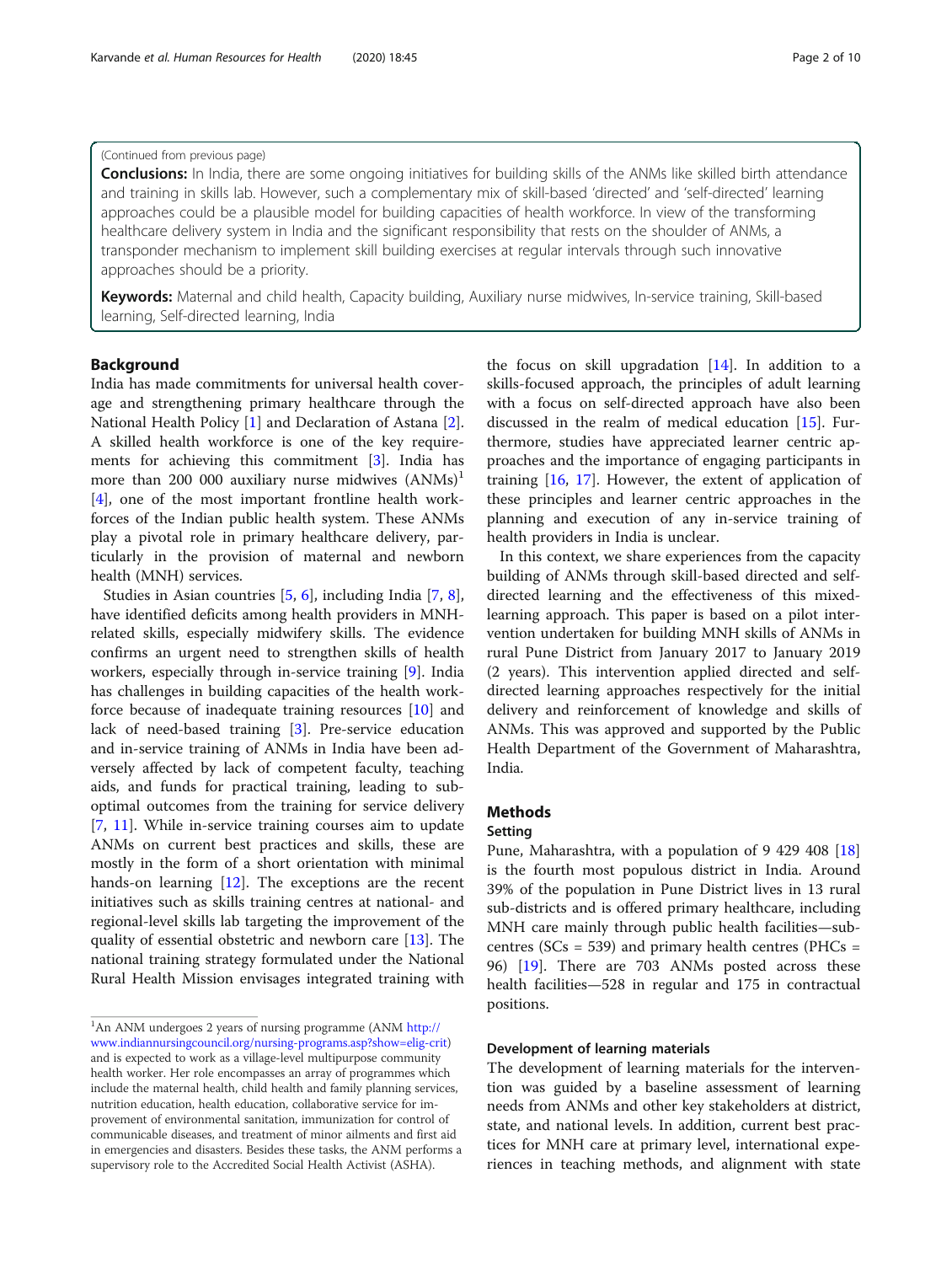(Continued from previous page)

**Conclusions:** In India, there are some ongoing initiatives for building skills of the ANMs like skilled birth attendance and training in skills lab. However, such a complementary mix of skill-based 'directed' and 'self-directed' learning approaches could be a plausible model for building capacities of health workforce. In view of the transforming healthcare delivery system in India and the significant responsibility that rests on the shoulder of ANMs, a transponder mechanism to implement skill building exercises at regular intervals through such innovative approaches should be a priority.

**Keywords:** Maternal and child health, Capacity building, Auxiliary nurse midwives, In-service training, Skill-based learning, Self-directed learning, India

## Background

India has made commitments for universal health coverage and strengthening primary healthcare through the National Health Policy [1] and Declaration of Astana [2]. A skilled health workforce is one of the key requirements for achieving this commitment [3]. India has more than 200 000 auxiliary nurse midwives (ANMs)[1] [4], one of the most important frontline health workforces of the Indian public health system. These ANMs play a pivotal role in primary healthcare delivery, particularly in the provision of maternal and newborn health (MNH) services.

Studies in Asian countries [5, 6], including India [7, 8], have identified deficits among health providers in MNH-related skills, especially midwifery skills. The evidence confirms an urgent need to strengthen skills of health workers, especially through in-service training [9]. India has challenges in building capacities of the health workforce because of inadequate training resources [10] and lack of need-based training [3]. Pre-service education and in-service training of ANMs in India have been adversely affected by lack of competent faculty, teaching aids, and funds for practical training, leading to sub-optimal outcomes from the training for service delivery [7, 11]. While in-service training courses aim to update ANMs on current best practices and skills, these are mostly in the form of a short orientation with minimal hands-on learning [12]. The exceptions are the recent initiatives such as skills training centres at national- and regional-level skills lab targeting the improvement of the quality of essential obstetric and newborn care [13]. The national training strategy formulated under the National Rural Health Mission envisages integrated training with the focus on skill upgradation [14]. In addition to a skills-focused approach, the principles of adult learning with a focus on self-directed approach have also been discussed in the realm of medical education [15]. Furthermore, studies have appreciated learner centric approaches and the importance of engaging participants in training [16, 17]. However, the extent of application of these principles and learner centric approaches in the planning and execution of any in-service training of health providers in India is unclear.

In this context, we share experiences from the capacity building of ANMs through skill-based directed and self-directed learning and the effectiveness of this mixed-learning approach. This paper is based on a pilot intervention undertaken for building MNH skills of ANMs in rural Pune District from January 2017 to January 2019 (2 years). This intervention applied directed and self-directed learning approaches respectively for the initial delivery and reinforcement of knowledge and skills of ANMs. This was approved and supported by the Public Health Department of the Government of Maharashtra, India.

## Methods

### Setting

Pune, Maharashtra, with a population of 9 429 408 [18] is the fourth most populous district in India. Around 39% of the population in Pune District lives in 13 rural sub-districts and is offered primary healthcare, including MNH care mainly through public health facilities—sub-centres (SCs = 539) and primary health centres (PHCs = 96) [19]. There are 703 ANMs posted across these health facilities—528 in regular and 175 in contractual positions.

### Development of learning materials

The development of learning materials for the intervention was guided by a baseline assessment of learning needs from ANMs and other key stakeholders at district, state, and national levels. In addition, current best practices for MNH care at primary level, international experiences in teaching methods, and alignment with state

[1] An ANM undergoes 2 years of nursing programme (ANM http://www.indiannursingcouncil.org/nursing-programs.asp?show=elig-crit) and is expected to work as a village-level multipurpose community health worker. Her role encompasses an array of programmes which include the maternal health, child health and family planning services, nutrition education, health education, collaborative service for improvement of environmental sanitation, immunization for control of communicable diseases, and treatment of minor ailments and first aid in emergencies and disasters. Besides these tasks, the ANM performs a supervisory role to the Accredited Social Health Activist (ASHA).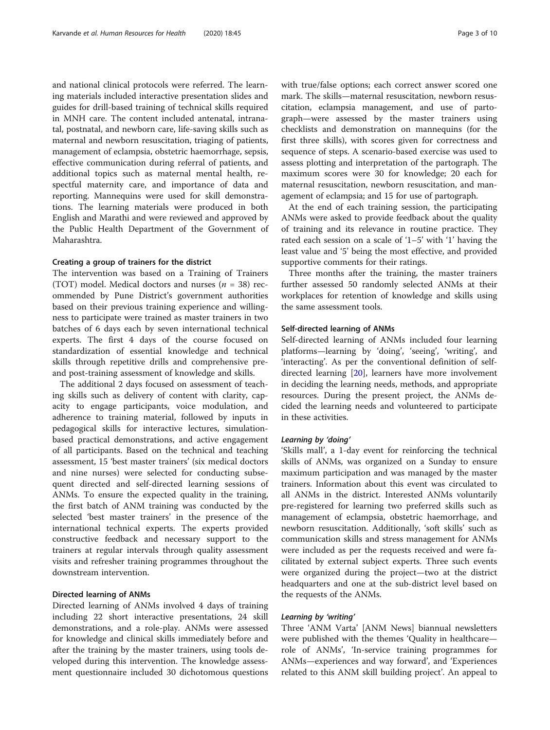and national clinical protocols were referred. The learning materials included interactive presentation slides and guides for drill-based training of technical skills required in MNH care. The content included antenatal, intranatal, postnatal, and newborn care, life-saving skills such as maternal and newborn resuscitation, triaging of patients, management of eclampsia, obstetric haemorrhage, sepsis, effective communication during referral of patients, and additional topics such as maternal mental health, respectful maternity care, and importance of data and reporting. Mannequins were used for skill demonstrations. The learning materials were produced in both English and Marathi and were reviewed and approved by the Public Health Department of the Government of Maharashtra.

### Creating a group of trainers for the district

The intervention was based on a Training of Trainers (TOT) model. Medical doctors and nurses ($n$ = 38) recommended by Pune District's government authorities based on their previous training experience and willingness to participate were trained as master trainers in two batches of 6 days each by seven international technical experts. The first 4 days of the course focused on standardization of essential knowledge and technical skills through repetitive drills and comprehensive pre- and post-training assessment of knowledge and skills.

The additional 2 days focused on assessment of teaching skills such as delivery of content with clarity, capacity to engage participants, voice modulation, and adherence to training material, followed by inputs in pedagogical skills for interactive lectures, simulation-based practical demonstrations, and active engagement of all participants. Based on the technical and teaching assessment, 15 'best master trainers' (six medical doctors and nine nurses) were selected for conducting subsequent directed and self-directed learning sessions of ANMs. To ensure the expected quality in the training, the first batch of ANM training was conducted by the selected 'best master trainers' in the presence of the international technical experts. The experts provided constructive feedback and necessary support to the trainers at regular intervals through quality assessment visits and refresher training programmes throughout the downstream intervention.

### Directed learning of ANMs

Directed learning of ANMs involved 4 days of training including 22 short interactive presentations, 24 skill demonstrations, and a role-play. ANMs were assessed for knowledge and clinical skills immediately before and after the training by the master trainers, using tools developed during this intervention. The knowledge assessment questionnaire included 30 dichotomous questions with true/false options; each correct answer scored one mark. The skills—maternal resuscitation, newborn resuscitation, eclampsia management, and use of partograph—were assessed by the master trainers using checklists and demonstration on mannequins (for the first three skills), with scores given for correctness and sequence of steps. A scenario-based exercise was used to assess plotting and interpretation of the partograph. The maximum scores were 30 for knowledge; 20 each for maternal resuscitation, newborn resuscitation, and management of eclampsia; and 15 for use of partograph.

At the end of each training session, the participating ANMs were asked to provide feedback about the quality of training and its relevance in routine practice. They rated each session on a scale of '1–5' with '1' having the least value and '5' being the most effective, and provided supportive comments for their ratings.

Three months after the training, the master trainers further assessed 50 randomly selected ANMs at their workplaces for retention of knowledge and skills using the same assessment tools.

### Self-directed learning of ANMs

Self-directed learning of ANMs included four learning platforms—learning by 'doing', 'seeing', 'writing', and 'interacting'. As per the conventional definition of self-directed learning [20], learners have more involvement in deciding the learning needs, methods, and appropriate resources. During the present project, the ANMs decided the learning needs and volunteered to participate in these activities.

#### *Learning by 'doing'*

'Skills mall', a 1-day event for reinforcing the technical skills of ANMs, was organized on a Sunday to ensure maximum participation and was managed by the master trainers. Information about this event was circulated to all ANMs in the district. Interested ANMs voluntarily pre-registered for learning two preferred skills such as management of eclampsia, obstetric haemorrhage, and newborn resuscitation. Additionally, 'soft skills' such as communication skills and stress management for ANMs were included as per the requests received and were facilitated by external subject experts. Three such events were organized during the project—two at the district headquarters and one at the sub-district level based on the requests of the ANMs.

#### *Learning by 'writing'*

Three 'ANM Varta' [ANM News] biannual newsletters were published with the themes 'Quality in healthcare—role of ANMs', 'In-service training programmes for ANMs—experiences and way forward', and 'Experiences related to this ANM skill building project'. An appeal to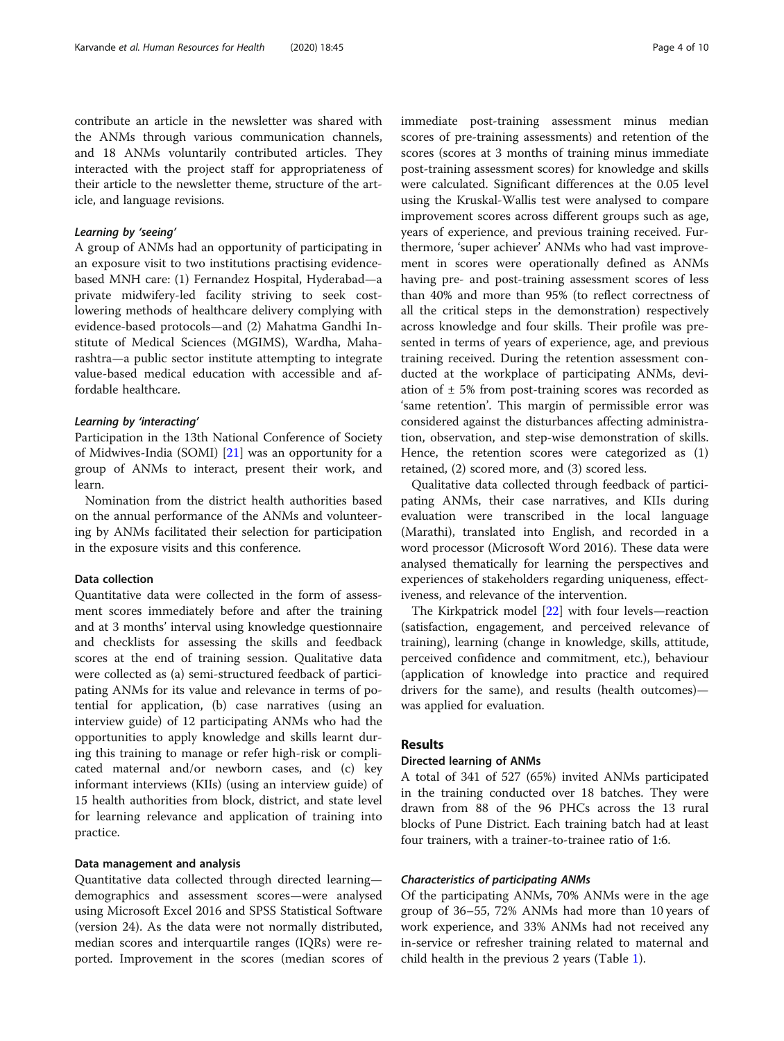contribute an article in the newsletter was shared with the ANMs through various communication channels, and 18 ANMs voluntarily contributed articles. They interacted with the project staff for appropriateness of their article to the newsletter theme, structure of the article, and language revisions.

#### *Learning by 'seeing'*

A group of ANMs had an opportunity of participating in an exposure visit to two institutions practising evidence-based MNH care: (1) Fernandez Hospital, Hyderabad—a private midwifery-led facility striving to seek cost-lowering methods of healthcare delivery complying with evidence-based protocols—and (2) Mahatma Gandhi Institute of Medical Sciences (MGIMS), Wardha, Maharashtra—a public sector institute attempting to integrate value-based medical education with accessible and affordable healthcare.

#### *Learning by 'interacting'*

Participation in the 13th National Conference of Society of Midwives-India (SOMI) [21] was an opportunity for a group of ANMs to interact, present their work, and learn.

Nomination from the district health authorities based on the annual performance of the ANMs and volunteering by ANMs facilitated their selection for participation in the exposure visits and this conference.

### Data collection

Quantitative data were collected in the form of assessment scores immediately before and after the training and at 3 months' interval using knowledge questionnaire and checklists for assessing the skills and feedback scores at the end of training session. Qualitative data were collected as (a) semi-structured feedback of participating ANMs for its value and relevance in terms of potential for application, (b) case narratives (using an interview guide) of 12 participating ANMs who had the opportunities to apply knowledge and skills learnt during this training to manage or refer high-risk or complicated maternal and/or newborn cases, and (c) key informant interviews (KIIs) (using an interview guide) of 15 health authorities from block, district, and state level for learning relevance and application of training into practice.

### Data management and analysis

Quantitative data collected through directed learning—demographics and assessment scores—were analysed using Microsoft Excel 2016 and SPSS Statistical Software (version 24). As the data were not normally distributed, median scores and interquartile ranges (IQRs) were reported. Improvement in the scores (median scores of immediate post-training assessment minus median scores of pre-training assessments) and retention of the scores (scores at 3 months of training minus immediate post-training assessment scores) for knowledge and skills were calculated. Significant differences at the 0.05 level using the Kruskal-Wallis test were analysed to compare improvement scores across different groups such as age, years of experience, and previous training received. Furthermore, 'super achiever' ANMs who had vast improvement in scores were operationally defined as ANMs having pre- and post-training assessment scores of less than 40% and more than 95% (to reflect correctness of all the critical steps in the demonstration) respectively across knowledge and four skills. Their profile was presented in terms of years of experience, age, and previous training received. During the retention assessment conducted at the workplace of participating ANMs, deviation of ± 5% from post-training scores was recorded as 'same retention'. This margin of permissible error was considered against the disturbances affecting administration, observation, and step-wise demonstration of skills. Hence, the retention scores were categorized as (1) retained, (2) scored more, and (3) scored less.

Qualitative data collected through feedback of participating ANMs, their case narratives, and KIIs during evaluation were transcribed in the local language (Marathi), translated into English, and recorded in a word processor (Microsoft Word 2016). These data were analysed thematically for learning the perspectives and experiences of stakeholders regarding uniqueness, effectiveness, and relevance of the intervention.

The Kirkpatrick model [22] with four levels—reaction (satisfaction, engagement, and perceived relevance of training), learning (change in knowledge, skills, attitude, perceived confidence and commitment, etc.), behaviour (application of knowledge into practice and required drivers for the same), and results (health outcomes)—was applied for evaluation.

## Results

### Directed learning of ANMs

A total of 341 of 527 (65%) invited ANMs participated in the training conducted over 18 batches. They were drawn from 88 of the 96 PHCs across the 13 rural blocks of Pune District. Each training batch had at least four trainers, with a trainer-to-trainee ratio of 1:6.

#### *Characteristics of participating ANMs*

Of the participating ANMs, 70% ANMs were in the age group of 36–55, 72% ANMs had more than 10 years of work experience, and 33% ANMs had not received any in-service or refresher training related to maternal and child health in the previous 2 years (Table 1).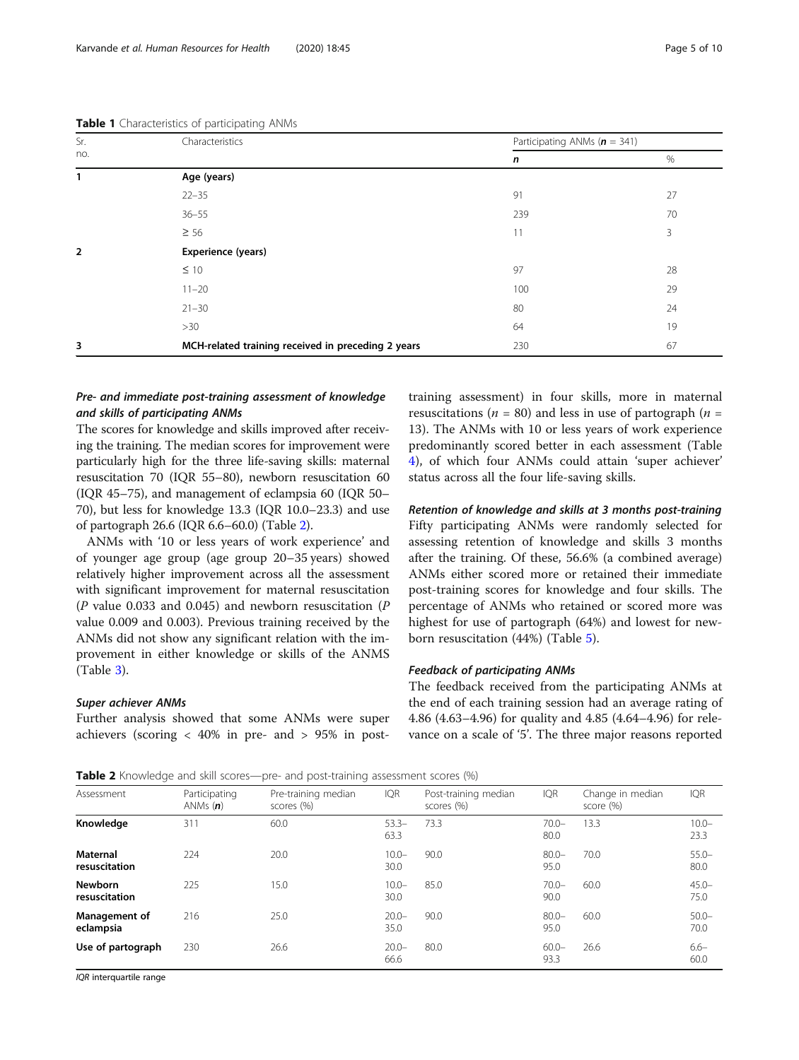**Table 1** Characteristics of participating ANMs

| Sr. no. | Characteristics | Participating ANMs (***n*** = 341) | |
|---|---|---|---|
| | | ***n*** | % |
| **1** | **Age (years)** | | |
| | 22–35 | 91 | 27 |
| | 36–55 | 239 | 70 |
| | ≥ 56 | 11 | 3 |
| **2** | **Experience (years)** | | |
| | ≤ 10 | 97 | 28 |
| | 11–20 | 100 | 29 |
| | 21–30 | 80 | 24 |
| | >30 | 64 | 19 |
| **3** | **MCH-related training received in preceding 2 years** | 230 | 67 |

### *Pre- and immediate post-training assessment of knowledge and skills of participating ANMs*

The scores for knowledge and skills improved after receiving the training. The median scores for improvement were particularly high for the three life-saving skills: maternal resuscitation 70 (IQR 55–80), newborn resuscitation 60 (IQR 45–75), and management of eclampsia 60 (IQR 50–70), but less for knowledge 13.3 (IQR 10.0–23.3) and use of partograph 26.6 (IQR 6.6–60.0) (Table 2).

ANMs with '10 or less years of work experience' and of younger age group (age group 20–35 years) showed relatively higher improvement across all the assessment with significant improvement for maternal resuscitation (*P* value 0.033 and 0.045) and newborn resuscitation (*P* value 0.009 and 0.003). Previous training received by the ANMs did not show any significant relation with the improvement in either knowledge or skills of the ANMS (Table 3).

### *Super achiever ANMs*

Further analysis showed that some ANMs were super achievers (scoring < 40% in pre- and > 95% in post-training assessment) in four skills, more in maternal resuscitations (*n* = 80) and less in use of partograph (*n* = 13). The ANMs with 10 or less years of work experience predominantly scored better in each assessment (Table 4), of which four ANMs could attain 'super achiever' status across all the four life-saving skills.

### *Retention of knowledge and skills at 3 months post-training*

Fifty participating ANMs were randomly selected for assessing retention of knowledge and skills 3 months after the training. Of these, 56.6% (a combined average) ANMs either scored more or retained their immediate post-training scores for knowledge and four skills. The percentage of ANMs who retained or scored more was highest for use of partograph (64%) and lowest for newborn resuscitation (44%) (Table 5).

### *Feedback of participating ANMs*

The feedback received from the participating ANMs at the end of each training session had an average rating of 4.86 (4.63–4.96) for quality and 4.85 (4.64–4.96) for relevance on a scale of '5'. The three major reasons reported

**Table 2** Knowledge and skill scores—pre- and post-training assessment scores (%)

| Assessment | Participating ANMs (***n***) | Pre-training median scores (%) | IQR | Post-training median scores (%) | IQR | Change in median score (%) | IQR |
|---|---|---|---|---|---|---|---|
| **Knowledge** | 311 | 60.0 | 53.3–63.3 | 73.3 | 70.0–80.0 | 13.3 | 10.0–23.3 |
| **Maternal resuscitation** | 224 | 20.0 | 10.0–30.0 | 90.0 | 80.0–95.0 | 70.0 | 55.0–80.0 |
| **Newborn resuscitation** | 225 | 15.0 | 10.0–30.0 | 85.0 | 70.0–90.0 | 60.0 | 45.0–75.0 |
| **Management of eclampsia** | 216 | 25.0 | 20.0–35.0 | 90.0 | 80.0–95.0 | 60.0 | 50.0–70.0 |
| **Use of partograph** | 230 | 26.6 | 20.0–66.6 | 80.0 | 60.0–93.3 | 26.6 | 6.6–60.0 |

*IQR* interquartile range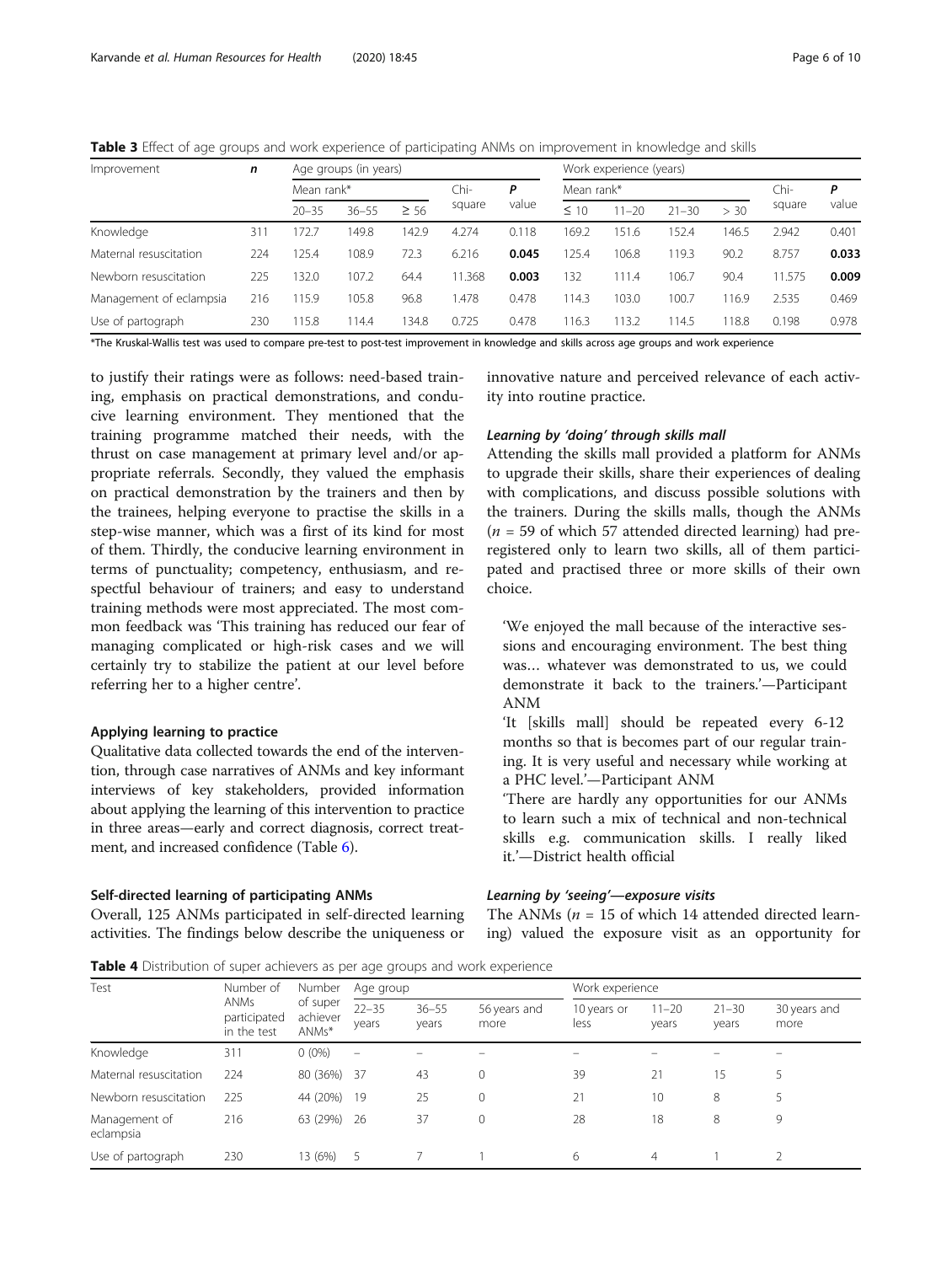**Table 3** Effect of age groups and work experience of participating ANMs on improvement in knowledge and skills

| Improvement | n | Age groups (in years) | | | | | Work experience (years) | | | | | |
|---|---|---|---|---|---|---|---|---|---|---|---|---|
| | | Mean rank* | | | Chi-square | P value | Mean rank* | | | | Chi-square | P value |
| | | 20–35 | 36–55 | ≥ 56 | | | ≤ 10 | 11–20 | 21–30 | > 30 | | |
| Knowledge | 311 | 172.7 | 149.8 | 142.9 | 4.274 | 0.118 | 169.2 | 151.6 | 152.4 | 146.5 | 2.942 | 0.401 |
| Maternal resuscitation | 224 | 125.4 | 108.9 | 72.3 | 6.216 | **0.045** | 125.4 | 106.8 | 119.3 | 90.2 | 8.757 | **0.033** |
| Newborn resuscitation | 225 | 132.0 | 107.2 | 64.4 | 11.368 | **0.003** | 132 | 111.4 | 106.7 | 90.4 | 11.575 | **0.009** |
| Management of eclampsia | 216 | 115.9 | 105.8 | 96.8 | 1.478 | 0.478 | 114.3 | 103.0 | 100.7 | 116.9 | 2.535 | 0.469 |
| Use of partograph | 230 | 115.8 | 114.4 | 134.8 | 0.725 | 0.478 | 116.3 | 113.2 | 114.5 | 118.8 | 0.198 | 0.978 |

*The Kruskal-Wallis test was used to compare pre-test to post-test improvement in knowledge and skills across age groups and work experience

to justify their ratings were as follows: need-based training, emphasis on practical demonstrations, and conducive learning environment. They mentioned that the training programme matched their needs, with the thrust on case management at primary level and/or appropriate referrals. Secondly, they valued the emphasis on practical demonstration by the trainers and then by the trainees, helping everyone to practise the skills in a step-wise manner, which was a first of its kind for most of them. Thirdly, the conducive learning environment in terms of punctuality; competency, enthusiasm, and respectful behaviour of trainers; and easy to understand training methods were most appreciated. The most common feedback was 'This training has reduced our fear of managing complicated or high-risk cases and we will certainly try to stabilize the patient at our level before referring her to a higher centre'.

### Applying learning to practice

Qualitative data collected towards the end of the intervention, through case narratives of ANMs and key informant interviews of key stakeholders, provided information about applying the learning of this intervention to practice in three areas—early and correct diagnosis, correct treatment, and increased confidence (Table 6).

### Self-directed learning of participating ANMs

Overall, 125 ANMs participated in self-directed learning activities. The findings below describe the uniqueness or innovative nature and perceived relevance of each activity into routine practice.

#### *Learning by 'doing' through skills mall*

Attending the skills mall provided a platform for ANMs to upgrade their skills, share their experiences of dealing with complications, and discuss possible solutions with the trainers. During the skills malls, though the ANMs ($n$ = 59 of which 57 attended directed learning) had pre-registered only to learn two skills, all of them participated and practised three or more skills of their own choice.

> 'We enjoyed the mall because of the interactive sessions and encouraging environment. The best thing was… whatever was demonstrated to us, we could demonstrate it back to the trainers.'—Participant ANM
>
> 'It [skills mall] should be repeated every 6-12 months so that is becomes part of our regular training. It is very useful and necessary while working at a PHC level.'—Participant ANM
>
> 'There are hardly any opportunities for our ANMs to learn such a mix of technical and non-technical skills e.g. communication skills. I really liked it.'—District health official

#### *Learning by 'seeing'—exposure visits*

The ANMs ($n$ = 15 of which 14 attended directed learning) valued the exposure visit as an opportunity for

**Table 4** Distribution of super achievers as per age groups and work experience

| Test | Number of ANMs participated in the test | Number of super achiever ANMs* | Age group | | | Work experience | | | |
|---|---|---|---|---|---|---|---|---|---|
| | | | 22–35 years | 36–55 years | 56 years and more | 10 years or less | 11–20 years | 21–30 years | 30 years and more |
| Knowledge | 311 | 0 (0%) | – | – | – | – | – | – | – |
| Maternal resuscitation | 224 | 80 (36%) | 37 | 43 | 0 | 39 | 21 | 15 | 5 |
| Newborn resuscitation | 225 | 44 (20%) | 19 | 25 | 0 | 21 | 10 | 8 | 5 |
| Management of eclampsia | 216 | 63 (29%) | 26 | 37 | 0 | 28 | 18 | 8 | 9 |
| Use of partograph | 230 | 13 (6%) | 5 | 7 | 1 | 6 | 4 | 1 | 2 |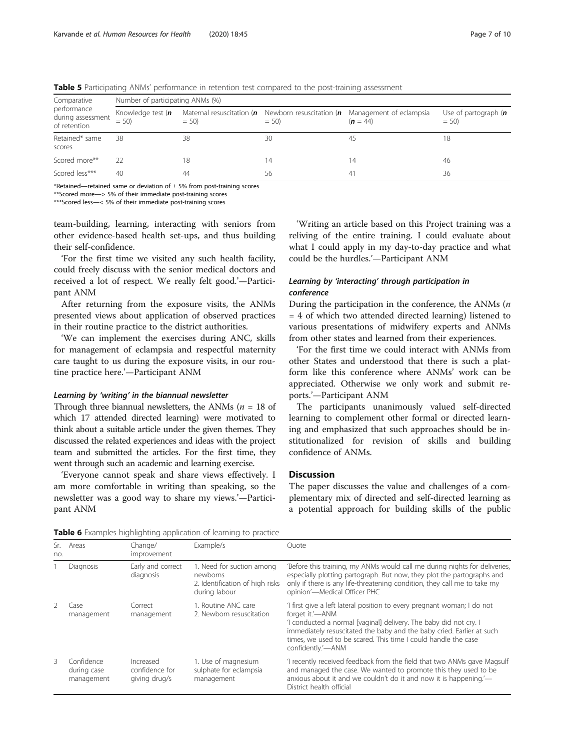**Table 5** Participating ANMs' performance in retention test compared to the post-training assessment

| Comparative performance during assessment of retention | Number of participating ANMs (%) | | | | |
|---|---|---|---|---|---|
| | Knowledge test (**n** = 50) | Maternal resuscitation (**n** = 50) | Newborn resuscitation (**n** = 50) | Management of eclampsia (**n** = 44) | Use of partograph (**n** = 50) |
| Retained* same scores | 38 | 38 | 30 | 45 | 18 |
| Scored more** | 22 | 18 | 14 | 14 | 46 |
| Scored less*** | 40 | 44 | 56 | 41 | 36 |

*Retained—retained same or deviation of ± 5% from post-training scores

**Scored more—> 5% of their immediate post-training scores

***Scored less—< 5% of their immediate post-training scores

team-building, learning, interacting with seniors from other evidence-based health set-ups, and thus building their self-confidence.

'For the first time we visited any such health facility, could freely discuss with the senior medical doctors and received a lot of respect. We really felt good.'—Participant ANM

After returning from the exposure visits, the ANMs presented views about application of observed practices in their routine practice to the district authorities.

'We can implement the exercises during ANC, skills for management of eclampsia and respectful maternity care taught to us during the exposure visits, in our routine practice here.'—Participant ANM

#### *Learning by 'writing' in the biannual newsletter*

Through three biannual newsletters, the ANMs ($n$ = 18 of which 17 attended directed learning) were motivated to think about a suitable article under the given themes. They discussed the related experiences and ideas with the project team and submitted the articles. For the first time, they went through such an academic and learning exercise.

'Everyone cannot speak and share views effectively. I am more comfortable in writing than speaking, so the newsletter was a good way to share my views.'—Participant ANM

'Writing an article based on this Project training was a reliving of the entire training. I could evaluate about what I could apply in my day-to-day practice and what could be the hurdles.'—Participant ANM

#### *Learning by 'interacting' through participation in conference*

During the participation in the conference, the ANMs ($n$ = 4 of which two attended directed learning) listened to various presentations of midwifery experts and ANMs from other states and learned from their experiences.

'For the first time we could interact with ANMs from other States and understood that there is such a platform like this conference where ANMs' work can be appreciated. Otherwise we only work and submit reports.'—Participant ANM

The participants unanimously valued self-directed learning to complement other formal or directed learning and emphasized that such approaches should be institutionalized for revision of skills and building confidence of ANMs.

## Discussion

The paper discusses the value and challenges of a complementary mix of directed and self-directed learning as a potential approach for building skills of the public

**Table 6** Examples highlighting application of learning to practice

| Sr. no. | Areas | Change/improvement | Example/s | Quote |
|---|---|---|---|---|
| 1 | Diagnosis | Early and correct diagnosis | 1. Need for suction among newborns<br>2. Identification of high risks during labour | 'Before this training, my ANMs would call me during nights for deliveries, especially plotting partograph. But now, they plot the partographs and only if there is any life-threatening condition, they call me to take my opinion'—Medical Officer PHC |
| 2 | Case management | Correct management | 1. Routine ANC care<br>2. Newborn resuscitation | 'I first give a left lateral position to every pregnant woman; I do not forget it.'—ANM<br>'I conducted a normal [vaginal] delivery. The baby did not cry. I immediately resuscitated the baby and the baby cried. Earlier at such times, we used to be scared. This time I could handle the case confidently.'—ANM |
| 3 | Confidence during case management | Increased confidence for giving drug/s | 1. Use of magnesium sulphate for eclampsia management | 'I recently received feedback from the field that two ANMs gave Magsulf and managed the case. We wanted to promote this they used to be anxious about it and we couldn't do it and now it is happening.'—District health official |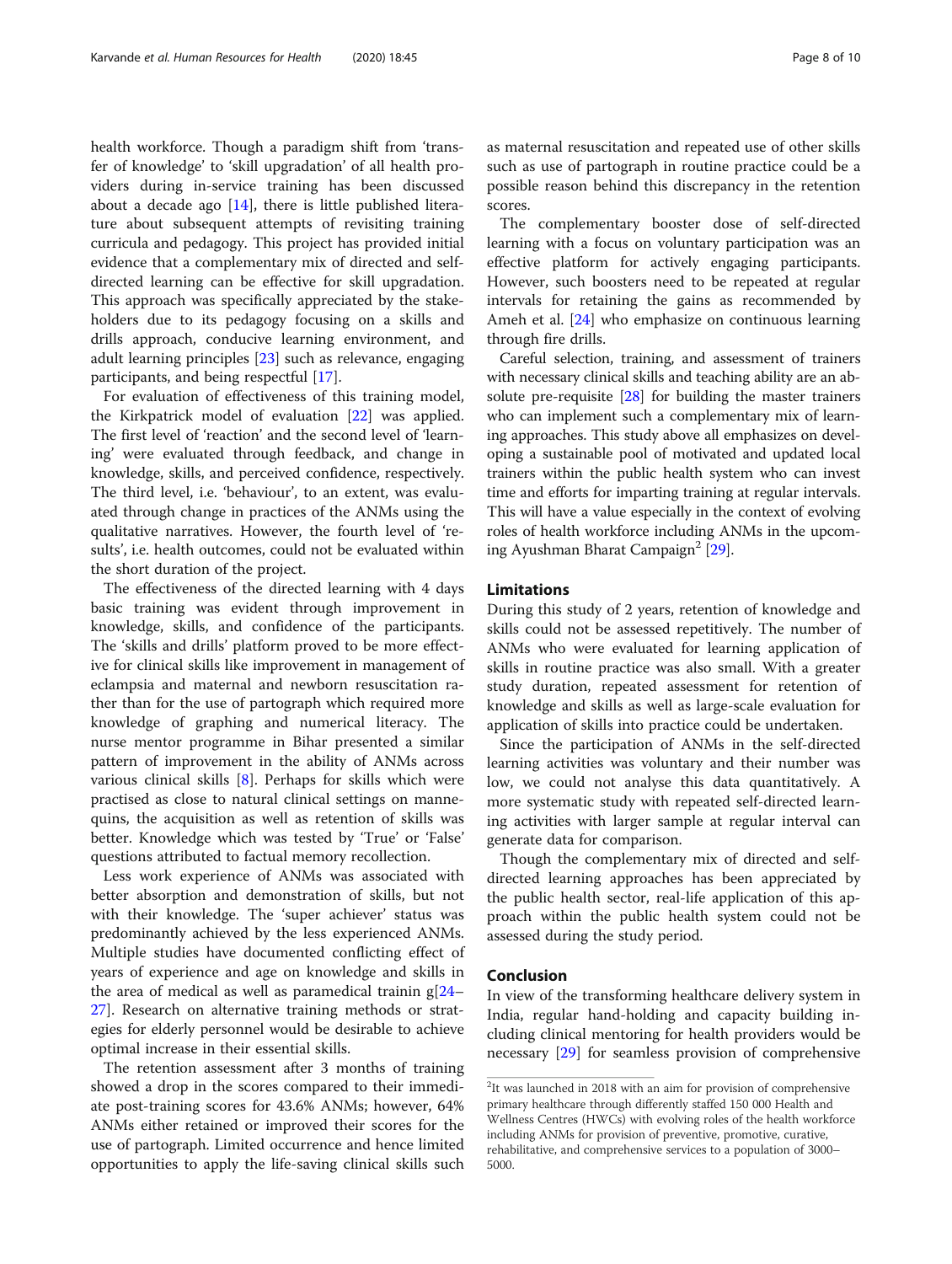health workforce. Though a paradigm shift from 'transfer of knowledge' to 'skill upgradation' of all health providers during in-service training has been discussed about a decade ago [14], there is little published literature about subsequent attempts of revisiting training curricula and pedagogy. This project has provided initial evidence that a complementary mix of directed and self-directed learning can be effective for skill upgradation. This approach was specifically appreciated by the stakeholders due to its pedagogy focusing on a skills and drills approach, conducive learning environment, and adult learning principles [23] such as relevance, engaging participants, and being respectful [17].

For evaluation of effectiveness of this training model, the Kirkpatrick model of evaluation [22] was applied. The first level of 'reaction' and the second level of 'learning' were evaluated through feedback, and change in knowledge, skills, and perceived confidence, respectively. The third level, i.e. 'behaviour', to an extent, was evaluated through change in practices of the ANMs using the qualitative narratives. However, the fourth level of 'results', i.e. health outcomes, could not be evaluated within the short duration of the project.

The effectiveness of the directed learning with 4 days basic training was evident through improvement in knowledge, skills, and confidence of the participants. The 'skills and drills' platform proved to be more effective for clinical skills like improvement in management of eclampsia and maternal and newborn resuscitation rather than for the use of partograph which required more knowledge of graphing and numerical literacy. The nurse mentor programme in Bihar presented a similar pattern of improvement in the ability of ANMs across various clinical skills [8]. Perhaps for skills which were practised as close to natural clinical settings on mannequins, the acquisition as well as retention of skills was better. Knowledge which was tested by 'True' or 'False' questions attributed to factual memory recollection.

Less work experience of ANMs was associated with better absorption and demonstration of skills, but not with their knowledge. The 'super achiever' status was predominantly achieved by the less experienced ANMs. Multiple studies have documented conflicting effect of years of experience and age on knowledge and skills in the area of medical as well as paramedical trainin g[24–27]. Research on alternative training methods or strategies for elderly personnel would be desirable to achieve optimal increase in their essential skills.

The retention assessment after 3 months of training showed a drop in the scores compared to their immediate post-training scores for 43.6% ANMs; however, 64% ANMs either retained or improved their scores for the use of partograph. Limited occurrence and hence limited opportunities to apply the life-saving clinical skills such as maternal resuscitation and repeated use of other skills such as use of partograph in routine practice could be a possible reason behind this discrepancy in the retention scores.

The complementary booster dose of self-directed learning with a focus on voluntary participation was an effective platform for actively engaging participants. However, such boosters need to be repeated at regular intervals for retaining the gains as recommended by Ameh et al. [24] who emphasize on continuous learning through fire drills.

Careful selection, training, and assessment of trainers with necessary clinical skills and teaching ability are an absolute pre-requisite [28] for building the master trainers who can implement such a complementary mix of learning approaches. This study above all emphasizes on developing a sustainable pool of motivated and updated local trainers within the public health system who can invest time and efforts for imparting training at regular intervals. This will have a value especially in the context of evolving roles of health workforce including ANMs in the upcoming Ayushman Bharat Campaign[2] [29].

## Limitations

During this study of 2 years, retention of knowledge and skills could not be assessed repetitively. The number of ANMs who were evaluated for learning application of skills in routine practice was also small. With a greater study duration, repeated assessment for retention of knowledge and skills as well as large-scale evaluation for application of skills into practice could be undertaken.

Since the participation of ANMs in the self-directed learning activities was voluntary and their number was low, we could not analyse this data quantitatively. A more systematic study with repeated self-directed learning activities with larger sample at regular interval can generate data for comparison.

Though the complementary mix of directed and self-directed learning approaches has been appreciated by the public health sector, real-life application of this approach within the public health system could not be assessed during the study period.

## Conclusion

In view of the transforming healthcare delivery system in India, regular hand-holding and capacity building including clinical mentoring for health providers would be necessary [29] for seamless provision of comprehensive

[2]It was launched in 2018 with an aim for provision of comprehensive primary healthcare through differently staffed 150 000 Health and Wellness Centres (HWCs) with evolving roles of the health workforce including ANMs for provision of preventive, promotive, curative, rehabilitative, and comprehensive services to a population of 3000–5000.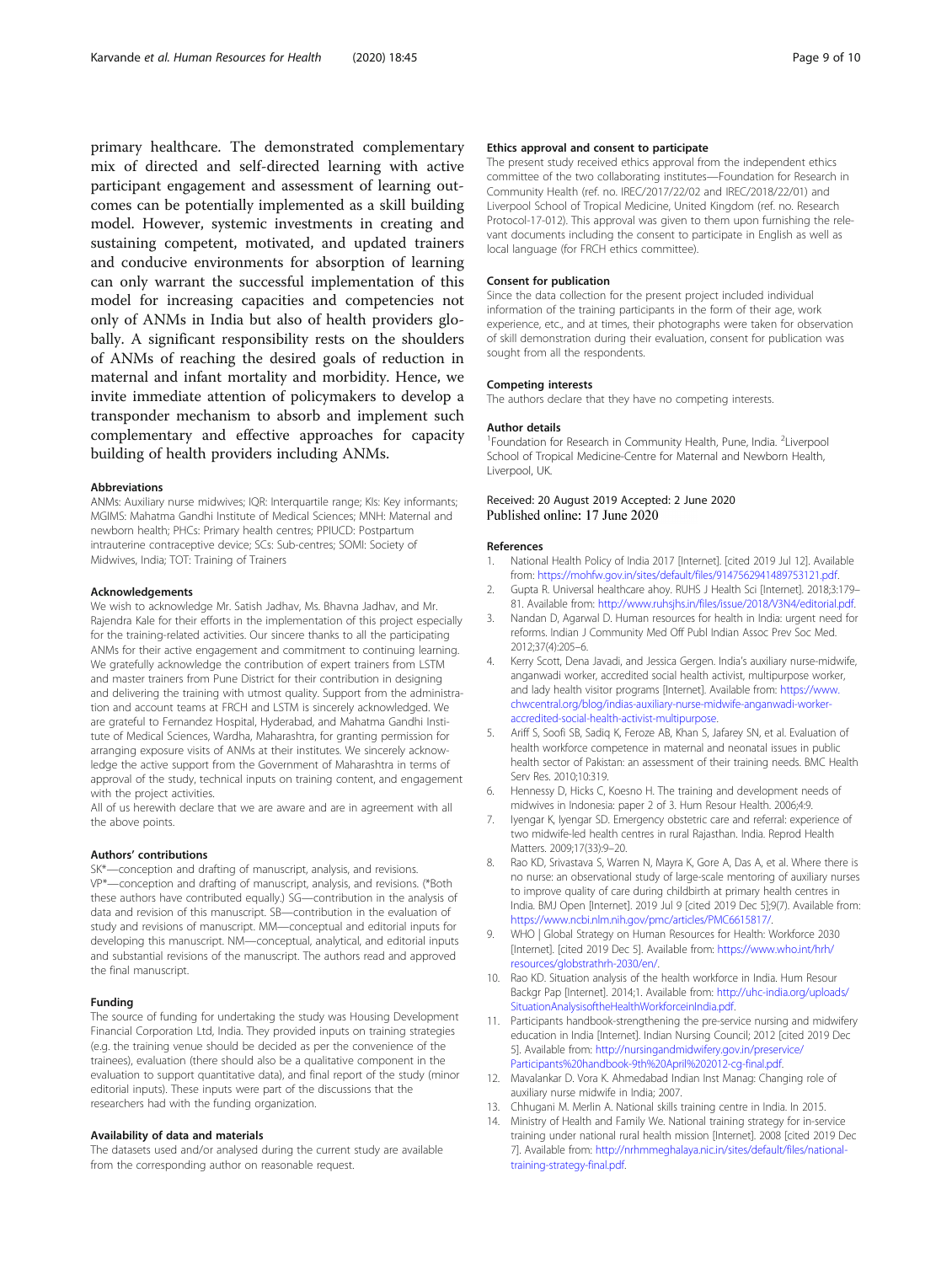primary healthcare. The demonstrated complementary mix of directed and self-directed learning with active participant engagement and assessment of learning outcomes can be potentially implemented as a skill building model. However, systemic investments in creating and sustaining competent, motivated, and updated trainers and conducive environments for absorption of learning can only warrant the successful implementation of this model for increasing capacities and competencies not only of ANMs in India but also of health providers globally. A significant responsibility rests on the shoulders of ANMs of reaching the desired goals of reduction in maternal and infant mortality and morbidity. Hence, we invite immediate attention of policymakers to develop a transponder mechanism to absorb and implement such complementary and effective approaches for capacity building of health providers including ANMs.

#### Abbreviations

ANMs: Auxiliary nurse midwives; IQR: Interquartile range; KIs: Key informants; MGIMS: Mahatma Gandhi Institute of Medical Sciences; MNH: Maternal and newborn health; PHCs: Primary health centres; PPIUCD: Postpartum intrauterine contraceptive device; SCs: Sub-centres; SOMI: Society of Midwives, India; TOT: Training of Trainers

#### Acknowledgements

We wish to acknowledge Mr. Satish Jadhav, Ms. Bhavna Jadhav, and Mr. Rajendra Kale for their efforts in the implementation of this project especially for the training-related activities. Our sincere thanks to all the participating ANMs for their active engagement and commitment to continuing learning. We gratefully acknowledge the contribution of expert trainers from LSTM and master trainers from Pune District for their contribution in designing and delivering the training with utmost quality. Support from the administration and account teams at FRCH and LSTM is sincerely acknowledged. We are grateful to Fernandez Hospital, Hyderabad, and Mahatma Gandhi Institute of Medical Sciences, Wardha, Maharashtra, for granting permission for arranging exposure visits of ANMs at their institutes. We sincerely acknowledge the active support from the Government of Maharashtra in terms of approval of the study, technical inputs on training content, and engagement with the project activities.

All of us herewith declare that we are aware and are in agreement with all the above points.

#### Authors' contributions

SK*—conception and drafting of manuscript, analysis, and revisions. VP*—conception and drafting of manuscript, analysis, and revisions. (*Both these authors have contributed equally.) SG—contribution in the analysis of data and revision of this manuscript. SB—contribution in the evaluation of study and revisions of manuscript. MM—conceptual and editorial inputs for developing this manuscript. NM—conceptual, analytical, and editorial inputs and substantial revisions of the manuscript. The authors read and approved the final manuscript.

#### Funding

The source of funding for undertaking the study was Housing Development Financial Corporation Ltd, India. They provided inputs on training strategies (e.g. the training venue should be decided as per the convenience of the trainees), evaluation (there should also be a qualitative component in the evaluation to support quantitative data), and final report of the study (minor editorial inputs). These inputs were part of the discussions that the researchers had with the funding organization.

#### Availability of data and materials

The datasets used and/or analysed during the current study are available from the corresponding author on reasonable request.

#### Ethics approval and consent to participate

The present study received ethics approval from the independent ethics committee of the two collaborating institutes—Foundation for Research in Community Health (ref. no. IREC/2017/22/02 and IREC/2018/22/01) and Liverpool School of Tropical Medicine, United Kingdom (ref. no. Research Protocol-17-012). This approval was given to them upon furnishing the relevant documents including the consent to participate in English as well as local language (for FRCH ethics committee).

#### Consent for publication

Since the data collection for the present project included individual information of the training participants in the form of their age, work experience, etc., and at times, their photographs were taken for observation of skill demonstration during their evaluation, consent for publication was sought from all the respondents.

#### Competing interests

The authors declare that they have no competing interests.

#### Author details

[1]Foundation for Research in Community Health, Pune, India. [2]Liverpool School of Tropical Medicine-Centre for Maternal and Newborn Health, Liverpool, UK.

Received: 20 August 2019 Accepted: 2 June 2020
Published online: 17 June 2020

#### References

1. National Health Policy of India 2017 [Internet]. [cited 2019 Jul 12]. Available from: https://mohfw.gov.in/sites/default/files/9147562941489753121.pdf.
2. Gupta R. Universal healthcare ahoy. RUHS J Health Sci [Internet]. 2018;3:179–81. Available from: http://www.ruhsjhs.in/files/issue/2018/V3N4/editorial.pdf.
3. Nandan D, Agarwal D. Human resources for health in India: urgent need for reforms. Indian J Community Med Off Publ Indian Assoc Prev Soc Med. 2012;37(4):205–6.
4. Kerry Scott, Dena Javadi, and Jessica Gergen. India's auxiliary nurse-midwife, anganwadi worker, accredited social health activist, multipurpose worker, and lady health visitor programs [Internet]. Available from: https://www.chwcentral.org/blog/indias-auxiliary-nurse-midwife-anganwadi-worker-accredited-social-health-activist-multipurpose.
5. Ariff S, Soofi SB, Sadiq K, Feroze AB, Khan S, Jafarey SN, et al. Evaluation of health workforce competence in maternal and neonatal issues in public health sector of Pakistan: an assessment of their training needs. BMC Health Serv Res. 2010;10:319.
6. Hennessy D, Hicks C, Koesno H. The training and development needs of midwives in Indonesia: paper 2 of 3. Hum Resour Health. 2006;4:9.
7. Iyengar K, Iyengar SD. Emergency obstetric care and referral: experience of two midwife-led health centres in rural Rajasthan. India. Reprod Health Matters. 2009;17(33):9–20.
8. Rao KD, Srivastava S, Warren N, Mayra K, Gore A, Das A, et al. Where there is no nurse: an observational study of large-scale mentoring of auxiliary nurses to improve quality of care during childbirth at primary health centres in India. BMJ Open [Internet]. 2019 Jul 9 [cited 2019 Dec 5];9(7). Available from: https://www.ncbi.nlm.nih.gov/pmc/articles/PMC6615817/.
9. WHO | Global Strategy on Human Resources for Health: Workforce 2030 [Internet]. [cited 2019 Dec 5]. Available from: https://www.who.int/hrh/resources/globstrathrh-2030/en/.
10. Rao KD. Situation analysis of the health workforce in India. Hum Resour Backgr Pap [Internet]. 2014;1. Available from: http://uhc-india.org/uploads/SituationAnalysisoftheHealthWorkforceinIndia.pdf.
11. Participants handbook-strengthening the pre-service nursing and midwifery education in India [Internet]. Indian Nursing Council; 2012 [cited 2019 Dec 5]. Available from: http://nursingandmidwifery.gov.in/preservice/Participants%20handbook-9th%20April%202012-cg-final.pdf.
12. Mavalankar D. Vora K. Ahmedabad Indian Inst Manag: Changing role of auxiliary nurse midwife in India; 2007.
13. Chhugani M. Merlin A. National skills training centre in India. In 2015.
14. Ministry of Health and Family We. National training strategy for in-service training under national rural health mission [Internet]. 2008 [cited 2019 Dec 7]. Available from: http://nrhmmeghalaya.nic.in/sites/default/files/national-training-strategy-final.pdf.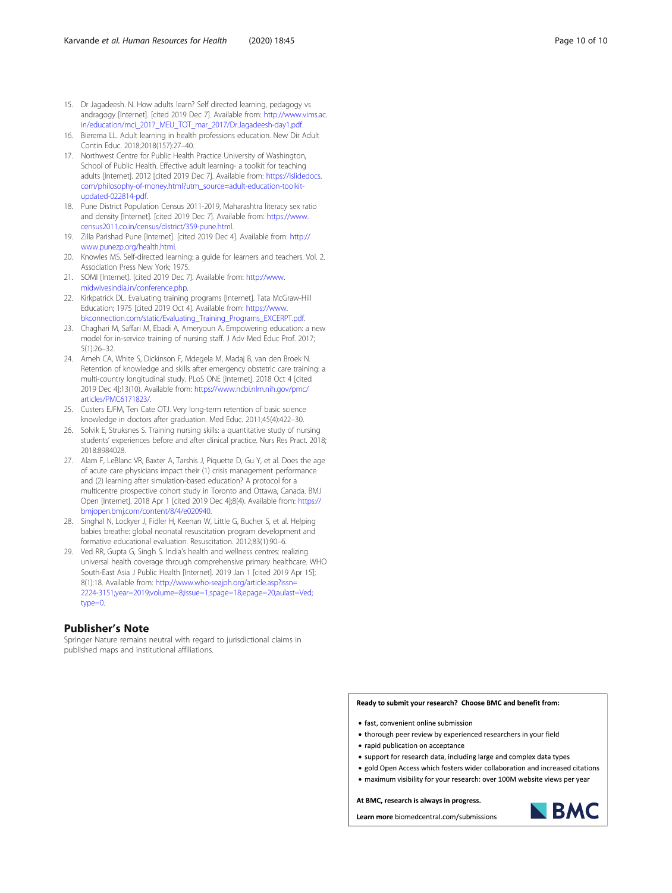15. Dr Jagadeesh. N. How adults learn? Self directed learning, pedagogy vs andragogy [Internet]. [cited 2019 Dec 7]. Available from: http://www.vims.ac.in/education/mci_2017_MEU_TOT_mar_2017/Dr.Jagadeesh-day1.pdf.
16. Bierema LL. Adult learning in health professions education. New Dir Adult Contin Educ. 2018;2018(157):27–40.
17. Northwest Centre for Public Health Practice University of Washington, School of Public Health. Effective adult learning- a toolkit for teaching adults [Internet]. 2012 [cited 2019 Dec 7]. Available from: https://islidedocs.com/philosophy-of-money.html?utm_source=adult-education-toolkit-updated-022814-pdf.
18. Pune District Population Census 2011-2019, Maharashtra literacy sex ratio and density [Internet]. [cited 2019 Dec 7]. Available from: https://www.census2011.co.in/census/district/359-pune.html.
19. Zilla Parishad Pune [Internet]. [cited 2019 Dec 4]. Available from: http://www.punezp.org/health.html.
20. Knowles MS. Self-directed learning: a guide for learners and teachers. Vol. 2. Association Press New York; 1975.
21. SOMI [Internet]. [cited 2019 Dec 7]. Available from: http://www.midwivesindia.in/conference.php.
22. Kirkpatrick DL. Evaluating training programs [Internet]. Tata McGraw-Hill Education; 1975 [cited 2019 Oct 4]. Available from: https://www.bkconnection.com/static/Evaluating_Training_Programs_EXCERPT.pdf.
23. Chaghari M, Saffari M, Ebadi A, Ameryoun A. Empowering education: a new model for in-service training of nursing staff. J Adv Med Educ Prof. 2017;5(1):26–32.
24. Ameh CA, White S, Dickinson F, Mdegela M, Madaj B, van den Broek N. Retention of knowledge and skills after emergency obstetric care training: a multi-country longitudinal study. PLoS ONE [Internet]. 2018 Oct 4 [cited 2019 Dec 4];13(10). Available from: https://www.ncbi.nlm.nih.gov/pmc/articles/PMC6171823/.
25. Custers EJFM, Ten Cate OTJ. Very long-term retention of basic science knowledge in doctors after graduation. Med Educ. 2011;45(4):422–30.
26. Solvik E, Struksnes S. Training nursing skills: a quantitative study of nursing students' experiences before and after clinical practice. Nurs Res Pract. 2018;2018:8984028.
27. Alam F, LeBlanc VR, Baxter A, Tarshis J, Piquette D, Gu Y, et al. Does the age of acute care physicians impact their (1) crisis management performance and (2) learning after simulation-based education? A protocol for a multicentre prospective cohort study in Toronto and Ottawa, Canada. BMJ Open [Internet]. 2018 Apr 1 [cited 2019 Dec 4];8(4). Available from: https://bmjopen.bmj.com/content/8/4/e020940.
28. Singhal N, Lockyer J, Fidler H, Keenan W, Little G, Bucher S, et al. Helping babies breathe: global neonatal resuscitation program development and formative educational evaluation. Resuscitation. 2012;83(1):90–6.
29. Ved RR, Gupta G, Singh S. India's health and wellness centres: realizing universal health coverage through comprehensive primary healthcare. WHO South-East Asia J Public Health [Internet]. 2019 Jan 1 [cited 2019 Apr 15];8(1):18. Available from: http://www.who-seajph.org/article.asp?issn=2224-3151;year=2019;volume=8;issue=1;spage=18;epage=20;aulast=Ved;type=0.

## Publisher's Note

Springer Nature remains neutral with regard to jurisdictional claims in published maps and institutional affiliations.

**Ready to submit your research? Choose BMC and benefit from:**

- fast, convenient online submission
- thorough peer review by experienced researchers in your field
- rapid publication on acceptance
- support for research data, including large and complex data types
- gold Open Access which fosters wider collaboration and increased citations
- maximum visibility for your research: over 100M website views per year

**At BMC, research is always in progress.**

**Learn more** biomedcentral.com/submissions

BMC